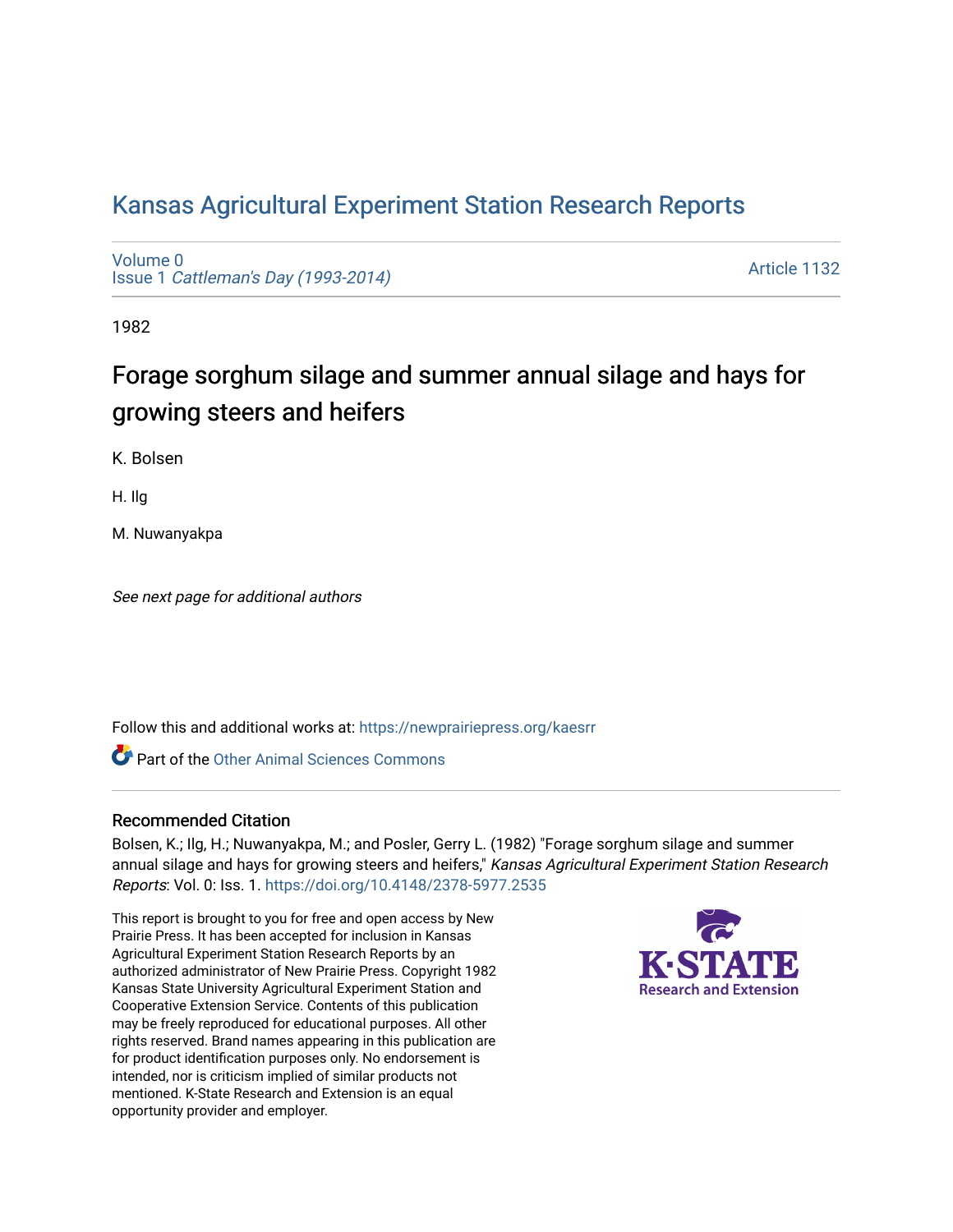# Kansas Agricultural Experiment Station Research Reports

Volume 0
Issue 1 *Cattleman's Day (1993-2014)*

Article 1132

1982

## Forage sorghum silage and summer annual silage and hays for growing steers and heifers

K. Bolsen

H. Ilg

M. Nuwanyakpa

*See next page for additional authors*

Follow this and additional works at: https://newprairiepress.org/kaesrr

Part of the Other Animal Sciences Commons

### Recommended Citation

Bolsen, K.; Ilg, H.; Nuwanyakpa, M.; and Posler, Gerry L. (1982) "Forage sorghum silage and summer annual silage and hays for growing steers and heifers," *Kansas Agricultural Experiment Station Research Reports*: Vol. 0: Iss. 1. https://doi.org/10.4148/2378-5977.2535

This report is brought to you for free and open access by New Prairie Press. It has been accepted for inclusion in Kansas Agricultural Experiment Station Research Reports by an authorized administrator of New Prairie Press. Copyright 1982 Kansas State University Agricultural Experiment Station and Cooperative Extension Service. Contents of this publication may be freely reproduced for educational purposes. All other rights reserved. Brand names appearing in this publication are for product identification purposes only. No endorsement is intended, nor is criticism implied of similar products not mentioned. K-State Research and Extension is an equal opportunity provider and employer.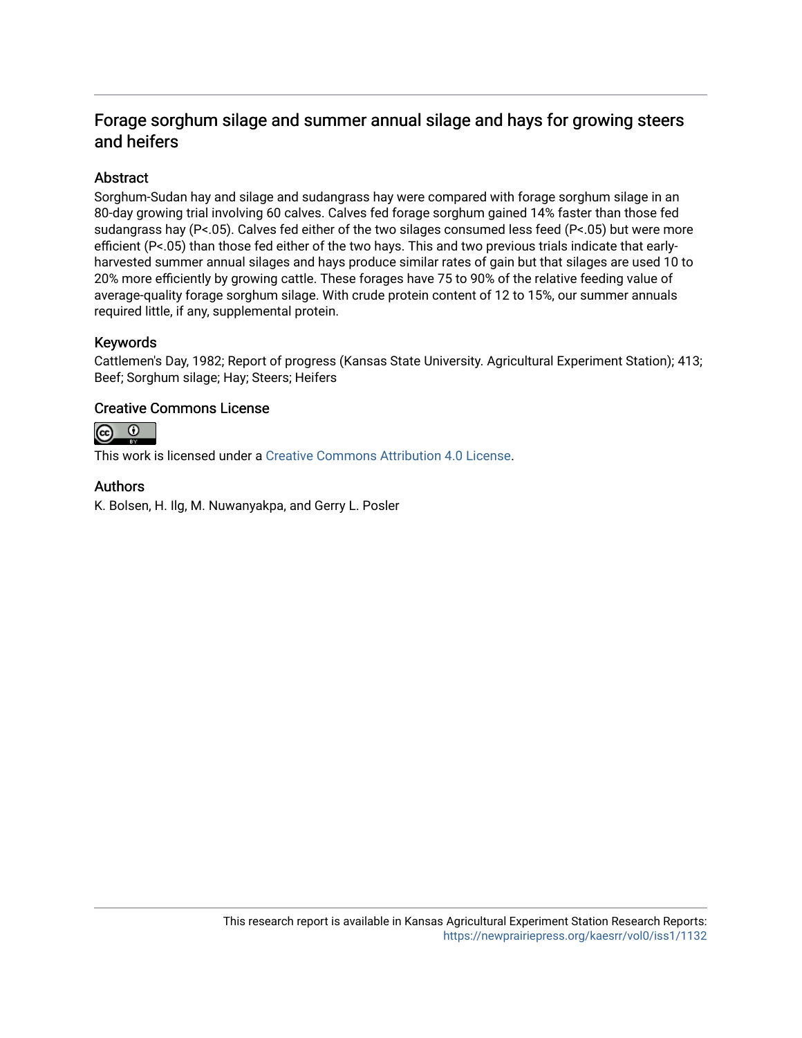# Forage sorghum silage and summer annual silage and hays for growing steers and heifers

## Abstract

Sorghum-Sudan hay and silage and sudangrass hay were compared with forage sorghum silage in an 80-day growing trial involving 60 calves. Calves fed forage sorghum gained 14% faster than those fed sudangrass hay (P<.05). Calves fed either of the two silages consumed less feed (P<.05) but were more efficient (P<.05) than those fed either of the two hays. This and two previous trials indicate that early-harvested summer annual silages and hays produce similar rates of gain but that silages are used 10 to 20% more efficiently by growing cattle. These forages have 75 to 90% of the relative feeding value of average-quality forage sorghum silage. With crude protein content of 12 to 15%, our summer annuals required little, if any, supplemental protein.

## Keywords

Cattlemen's Day, 1982; Report of progress (Kansas State University. Agricultural Experiment Station); 413; Beef; Sorghum silage; Hay; Steers; Heifers

## Creative Commons License

This work is licensed under a Creative Commons Attribution 4.0 License.

## Authors

K. Bolsen, H. Ilg, M. Nuwanyakpa, and Gerry L. Posler

This research report is available in Kansas Agricultural Experiment Station Research Reports: https://newprairiepress.org/kaesrr/vol0/iss1/1132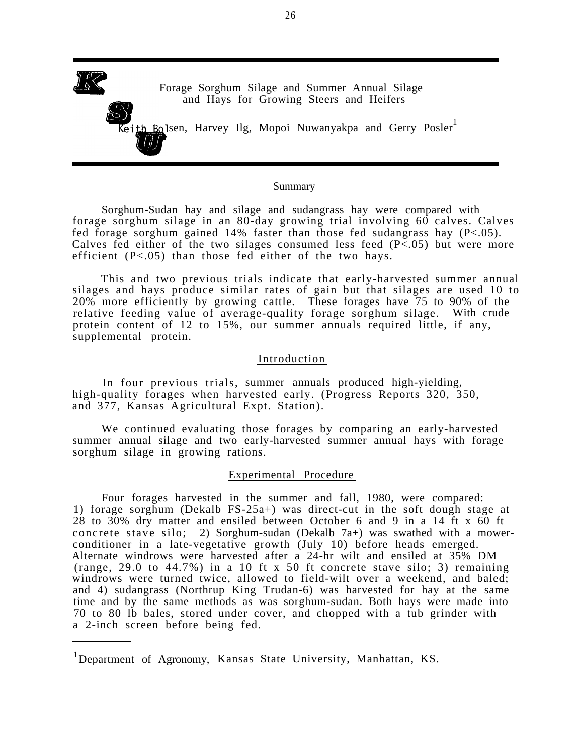# Forage Sorghum Silage and Summer Annual Silage and Hays for Growing Steers and Heifers

Keith Bolsen, Harvey Ilg, Mopoi Nuwanyakpa and Gerry Posler[1]

## Summary

Sorghum-Sudan hay and silage and sudangrass hay were compared with forage sorghum silage in an 80-day growing trial involving 60 calves. Calves fed forage sorghum gained 14% faster than those fed sudangrass hay ($P<.05$). Calves fed either of the two silages consumed less feed ($P<.05$) but were more efficient ($P<.05$) than those fed either of the two hays.

This and two previous trials indicate that early-harvested summer annual silages and hays produce similar rates of gain but that silages are used 10 to 20% more efficiently by growing cattle. These forages have 75 to 90% of the relative feeding value of average-quality forage sorghum silage. With crude protein content of 12 to 15%, our summer annuals required little, if any, supplemental protein.

## Introduction

In four previous trials, summer annuals produced high-yielding, high-quality forages when harvested early. (Progress Reports 320, 350, and 377, Kansas Agricultural Expt. Station).

We continued evaluating those forages by comparing an early-harvested summer annual silage and two early-harvested summer annual hays with forage sorghum silage in growing rations.

## Experimental Procedure

Four forages harvested in the summer and fall, 1980, were compared: 1) forage sorghum (Dekalb FS-25a+) was direct-cut in the soft dough stage at 28 to 30% dry matter and ensiled between October 6 and 9 in a 14 ft x 60 ft concrete stave silo; 2) Sorghum-sudan (Dekalb 7a+) was swathed with a mower-conditioner in a late-vegetative growth (July 10) before heads emerged. Alternate windrows were harvested after a 24-hr wilt and ensiled at 35% DM (range, 29.0 to 44.7%) in a 10 ft x 50 ft concrete stave silo; 3) remaining windrows were turned twice, allowed to field-wilt over a weekend, and baled; and 4) sudangrass (Northrup King Trudan-6) was harvested for hay at the same time and by the same methods as was sorghum-sudan. Both hays were made into 70 to 80 lb bales, stored under cover, and chopped with a tub grinder with a 2-inch screen before being fed.

---

[1]Department of Agronomy, Kansas State University, Manhattan, KS.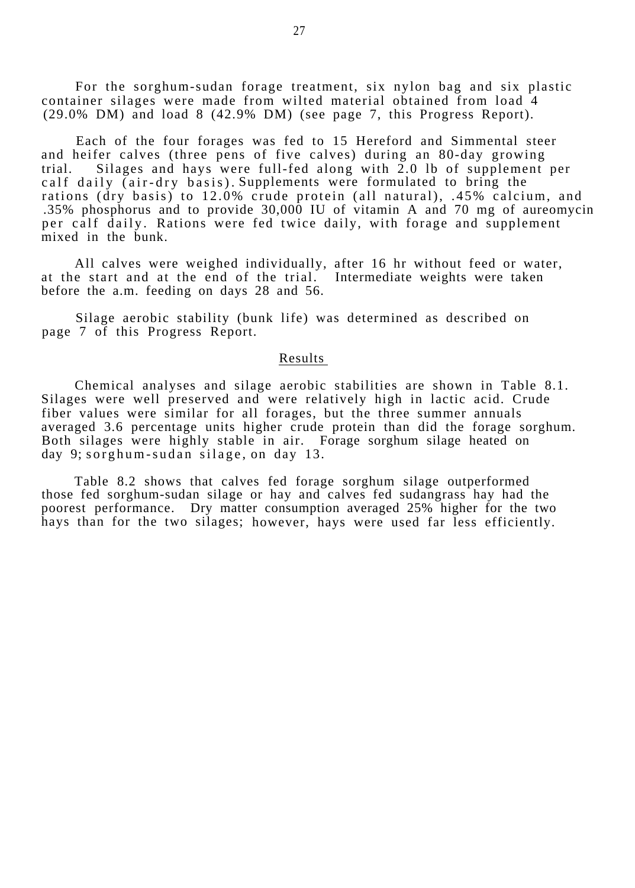For the sorghum-sudan forage treatment, six nylon bag and six plastic container silages were made from wilted material obtained from load 4 (29.0% DM) and load 8 (42.9% DM) (see page 7, this Progress Report).

Each of the four forages was fed to 15 Hereford and Simmental steer and heifer calves (three pens of five calves) during an 80-day growing trial. Silages and hays were full-fed along with 2.0 lb of supplement per calf daily (air-dry basis). Supplements were formulated to bring the rations (dry basis) to 12.0% crude protein (all natural), .45% calcium, and .35% phosphorus and to provide 30,000 IU of vitamin A and 70 mg of aureomycin per calf daily. Rations were fed twice daily, with forage and supplement mixed in the bunk.

All calves were weighed individually, after 16 hr without feed or water, at the start and at the end of the trial. Intermediate weights were taken before the a.m. feeding on days 28 and 56.

Silage aerobic stability (bunk life) was determined as described on page 7 of this Progress Report.

## Results

Chemical analyses and silage aerobic stabilities are shown in Table 8.1. Silages were well preserved and were relatively high in lactic acid. Crude fiber values were similar for all forages, but the three summer annuals averaged 3.6 percentage units higher crude protein than did the forage sorghum. Both silages were highly stable in air. Forage sorghum silage heated on day 9; sorghum-sudan silage, on day 13.

Table 8.2 shows that calves fed forage sorghum silage outperformed those fed sorghum-sudan silage or hay and calves fed sudangrass hay had the poorest performance. Dry matter consumption averaged 25% higher for the two hays than for the two silages; however, hays were used far less efficiently.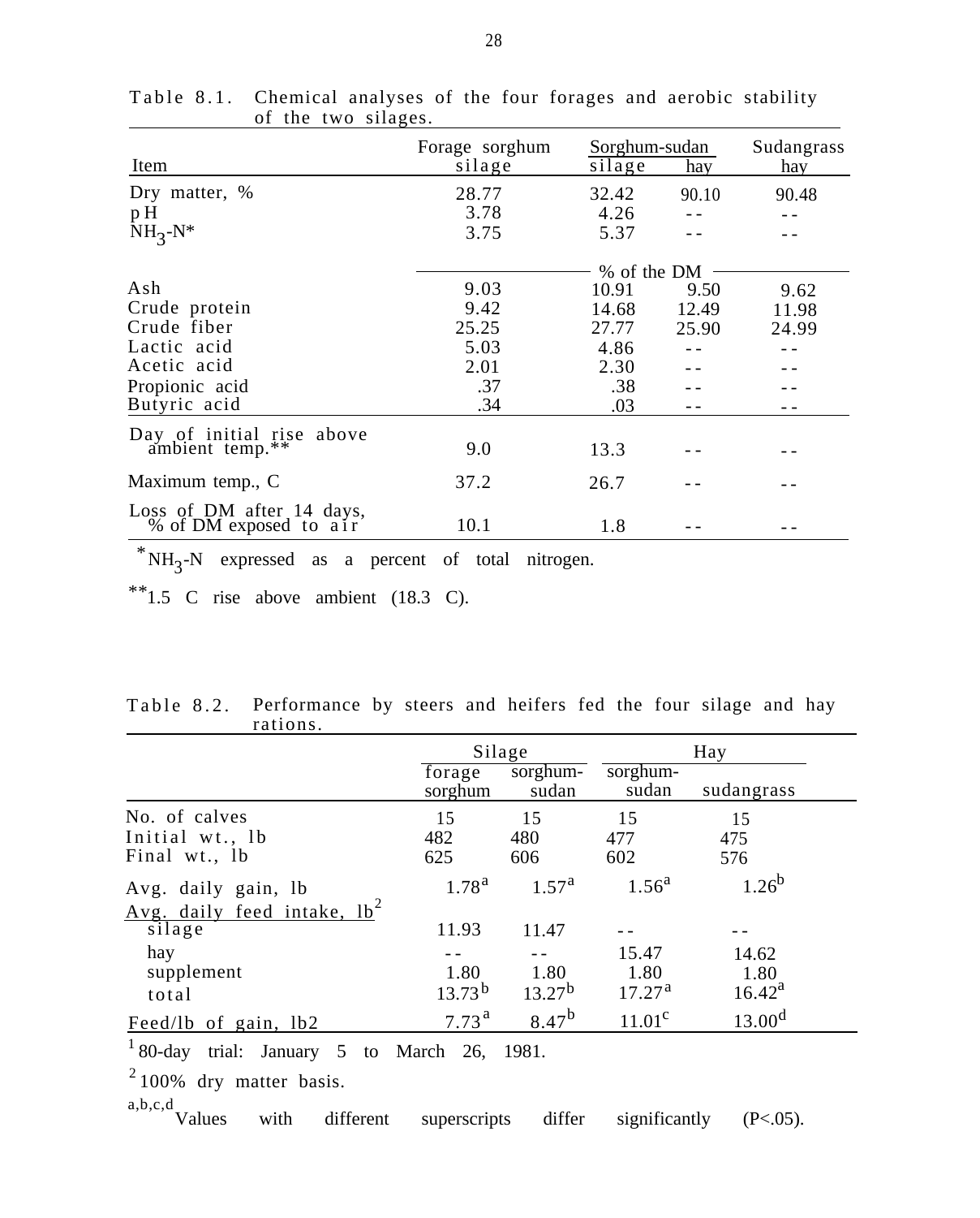Table 8.1. Chemical analyses of the four forages and aerobic stability of the two silages.

| Item | Forage sorghum silage | Sorghum-sudan silage | Sorghum-sudan hay | Sudangrass hay |
|---|---|---|---|---|
| Dry matter, % | 28.77 | 32.42 | 90.10 | 90.48 |
| pH | 3.78 | 4.26 | -- | -- |
| $NH_3$-N* | 3.75 | 5.37 | -- | -- |
| | % of the DM | | | |
| Ash | 9.03 | 10.91 | 9.50 | 9.62 |
| Crude protein | 9.42 | 14.68 | 12.49 | 11.98 |
| Crude fiber | 25.25 | 27.77 | 25.90 | 24.99 |
| Lactic acid | 5.03 | 4.86 | -- | -- |
| Acetic acid | 2.01 | 2.30 | -- | -- |
| Propionic acid | .37 | .38 | -- | -- |
| Butyric acid | .34 | .03 | -- | -- |
| Day of initial rise above ambient temp.** | 9.0 | 13.3 | -- | -- |
| Maximum temp., C | 37.2 | 26.7 | -- | -- |
| Loss of DM after 14 days, % of DM exposed to air | 10.1 | 1.8 | -- | -- |

*$NH_3$-N expressed as a percent of total nitrogen.

**1.5 C rise above ambient (18.3 C).

Table 8.2. Performance by steers and heifers fed the four silage and hay rations.

| | Silage | | Hay | |
|---|---|---|---|---|
| | forage sorghum | sorghum-sudan | sorghum-sudan | sudangrass |
| No. of calves | 15 | 15 | 15 | 15 |
| Initial wt., lb | 482 | 480 | 477 | 475 |
| Final wt., lb | 625 | 606 | 602 | 576 |
| Avg. daily gain, lb | 1.78[a] | 1.57[a] | 1.56[a] | 1.26[b] |
| Avg. daily feed intake, lb[2] | | | | |
| silage | 11.93 | 11.47 | -- | -- |
| hay | -- | -- | 15.47 | 14.62 |
| supplement | 1.80 | 1.80 | 1.80 | 1.80 |
| total | 13.73[b] | 13.27[b] | 17.27[a] | 16.42[a] |
| Feed/lb of gain, lb2 | 7.73[a] | 8.47[b] | 11.01[c] | 13.00[d] |

[1] 80-day trial: January 5 to March 26, 1981.

[2] 100% dry matter basis.

[a,b,c,d] Values with different superscripts differ significantly ($P<.05$).